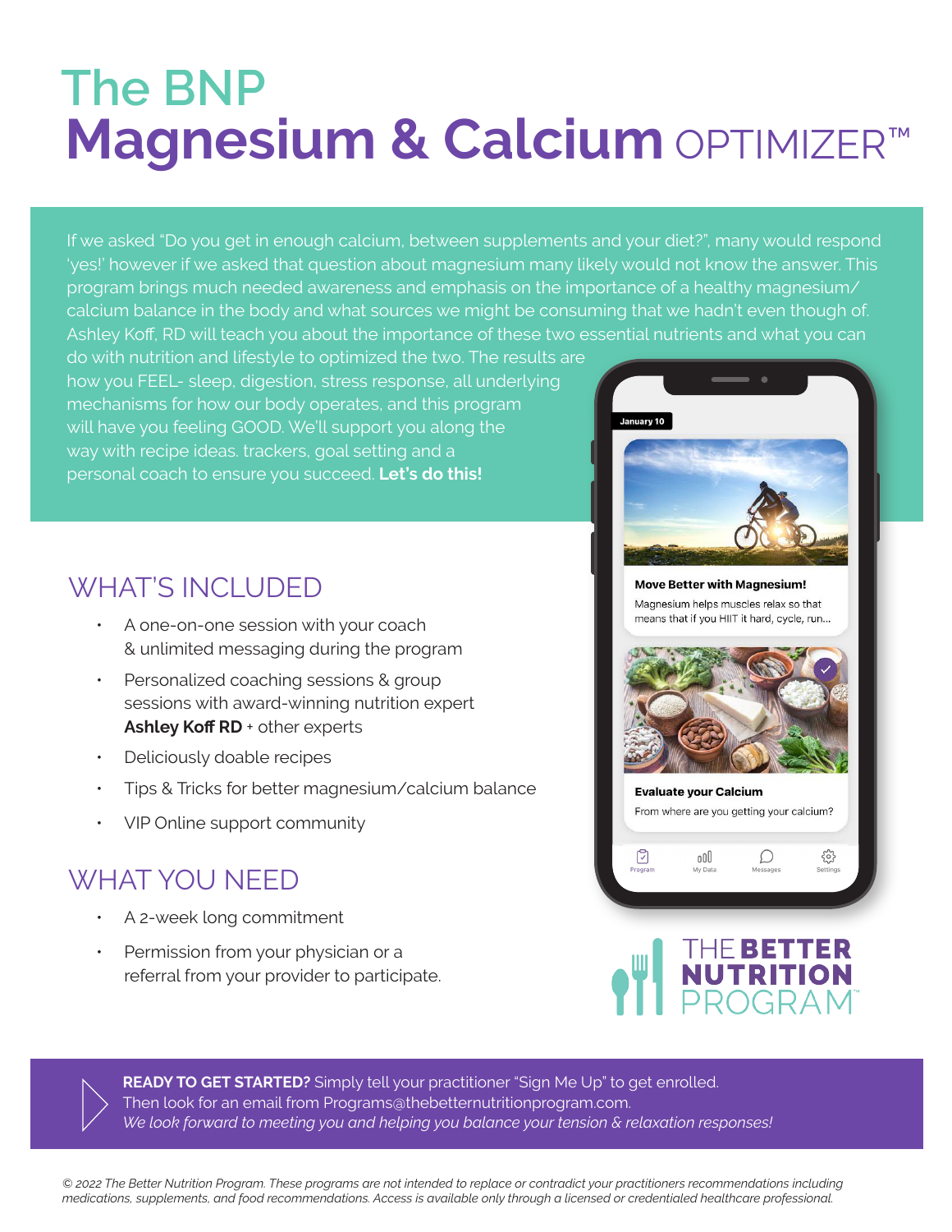# The BNP
# Magnesium & Calcium OPTIMIZER™

If we asked "Do you get in enough calcium, between supplements and your diet?", many would respond 'yes!' however if we asked that question about magnesium many likely would not know the answer. This program brings much needed awareness and emphasis on the importance of a healthy magnesium/ calcium balance in the body and what sources we might be consuming that we hadn't even though of. Ashley Koff, RD will teach you about the importance of these two essential nutrients and what you can do with nutrition and lifestyle to optimized the two. The results are how you FEEL- sleep, digestion, stress response, all underlying mechanisms for how our body operates, and this program will have you feeling GOOD. We'll support you along the way with recipe ideas. trackers, goal setting and a personal coach to ensure you succeed. **Let's do this!**

January 10

**Move Better with Magnesium!**

Magnesium helps muscles relax so that means that if you HIIT it hard, cycle, run...

**Evaluate your Calcium**

From where are you getting your calcium?

Program | My Data | Messages | Settings

## WHAT'S INCLUDED

- A one-on-one session with your coach & unlimited messaging during the program
- Personalized coaching sessions & group sessions with award-winning nutrition expert **Ashley Koff RD** + other experts
- Deliciously doable recipes
- Tips & Tricks for better magnesium/calcium balance
- VIP Online support community

## WHAT YOU NEED

- A 2-week long commitment
- Permission from your physician or a referral from your provider to participate.

THE **BETTER NUTRITION** PROGRAM™

**READY TO GET STARTED?** Simply tell your practitioner "Sign Me Up" to get enrolled. Then look for an email from Programs@thebetternutritionprogram.com.
*We look forward to meeting you and helping you balance your tension & relaxation responses!*

*© 2022 The Better Nutrition Program. These programs are not intended to replace or contradict your practitioners recommendations including medications, supplements, and food recommendations. Access is available only through a licensed or credentialed healthcare professional.*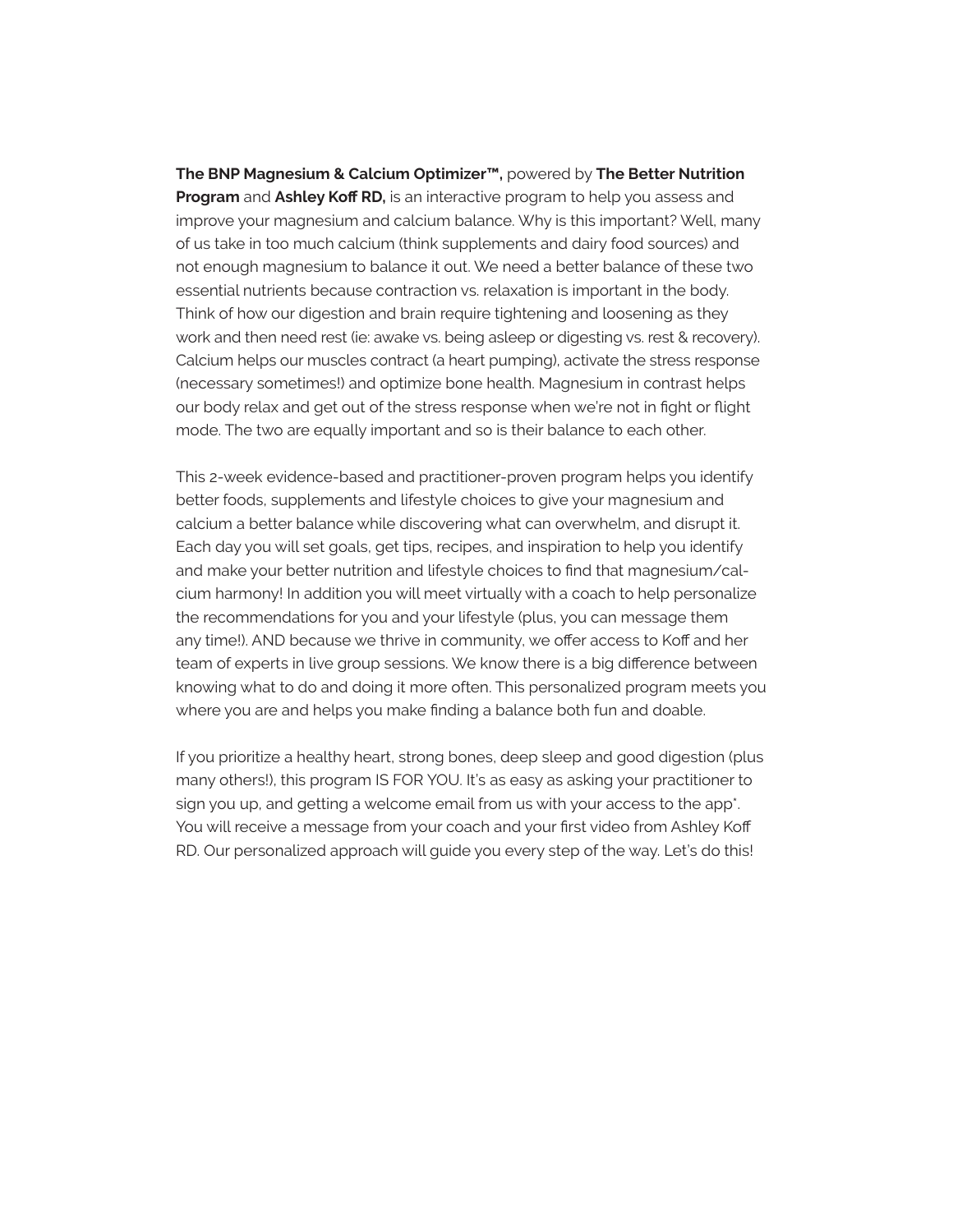**The BNP Magnesium & Calcium Optimizer™,** powered by **The Better Nutrition Program** and **Ashley Koff RD,** is an interactive program to help you assess and improve your magnesium and calcium balance. Why is this important? Well, many of us take in too much calcium (think supplements and dairy food sources) and not enough magnesium to balance it out. We need a better balance of these two essential nutrients because contraction vs. relaxation is important in the body. Think of how our digestion and brain require tightening and loosening as they work and then need rest (ie: awake vs. being asleep or digesting vs. rest & recovery). Calcium helps our muscles contract (a heart pumping), activate the stress response (necessary sometimes!) and optimize bone health. Magnesium in contrast helps our body relax and get out of the stress response when we're not in fight or flight mode. The two are equally important and so is their balance to each other.

This 2-week evidence-based and practitioner-proven program helps you identify better foods, supplements and lifestyle choices to give your magnesium and calcium a better balance while discovering what can overwhelm, and disrupt it. Each day you will set goals, get tips, recipes, and inspiration to help you identify and make your better nutrition and lifestyle choices to find that magnesium/calcium harmony! In addition you will meet virtually with a coach to help personalize the recommendations for you and your lifestyle (plus, you can message them any time!). AND because we thrive in community, we offer access to Koff and her team of experts in live group sessions. We know there is a big difference between knowing what to do and doing it more often. This personalized program meets you where you are and helps you make finding a balance both fun and doable.

If you prioritize a healthy heart, strong bones, deep sleep and good digestion (plus many others!), this program IS FOR YOU. It's as easy as asking your practitioner to sign you up, and getting a welcome email from us with your access to the app*. You will receive a message from your coach and your first video from Ashley Koff RD. Our personalized approach will guide you every step of the way. Let's do this!